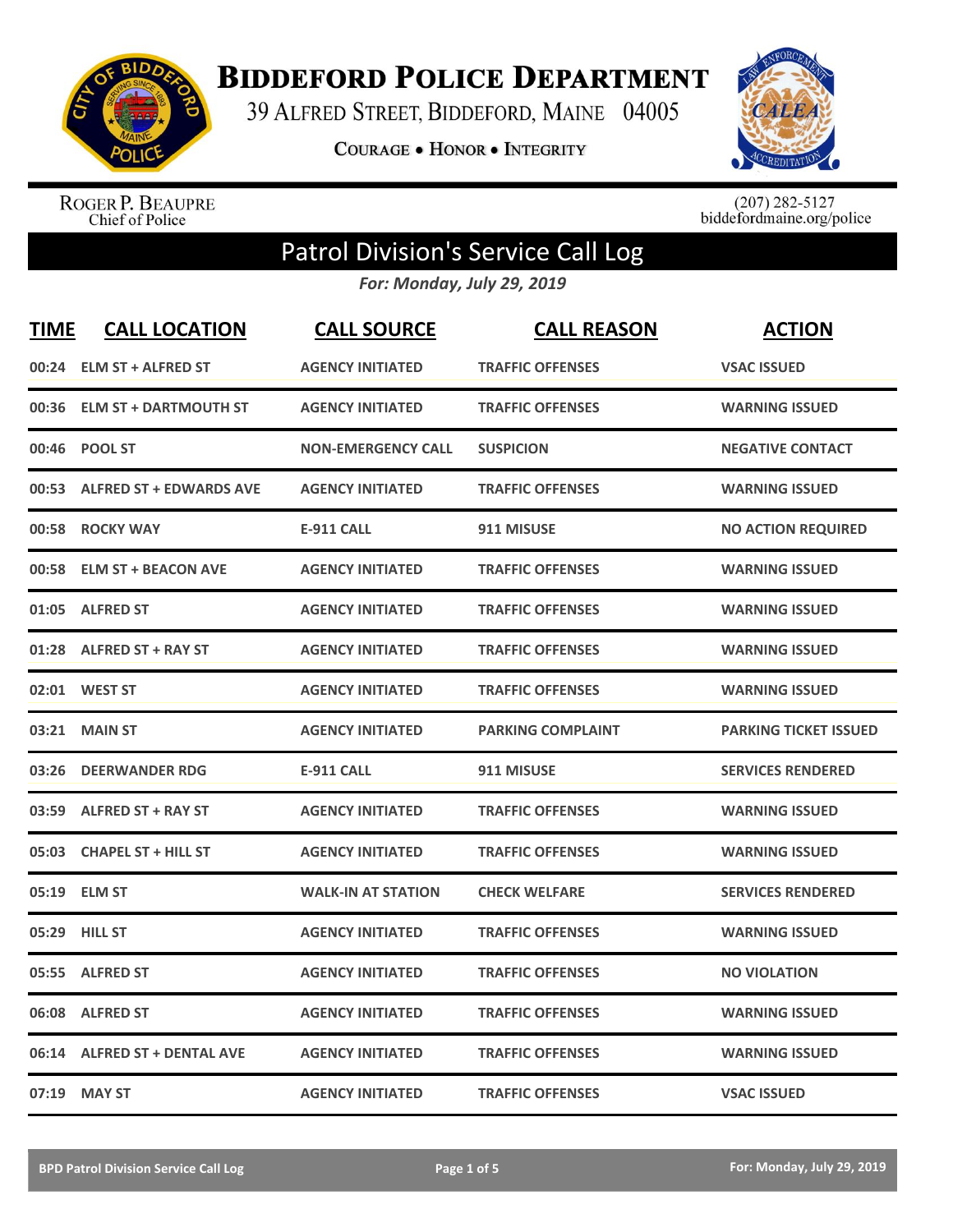# Biddeford Police Department

39 Alfred Street, Biddeford, Maine 04005

**Courage • Honor • Integrity**

Roger P. Beaupre
Chief of Police

(207) 282-5127
biddefordmaine.org/police

## Patrol Division's Service Call Log

*For: Monday, July 29, 2019*

| TIME | CALL LOCATION | CALL SOURCE | CALL REASON | ACTION |
|---|---|---|---|---|
| 00:24 | ELM ST + ALFRED ST | AGENCY INITIATED | TRAFFIC OFFENSES | VSAC ISSUED |
| 00:36 | ELM ST + DARTMOUTH ST | AGENCY INITIATED | TRAFFIC OFFENSES | WARNING ISSUED |
| 00:46 | POOL ST | NON-EMERGENCY CALL | SUSPICION | NEGATIVE CONTACT |
| 00:53 | ALFRED ST + EDWARDS AVE | AGENCY INITIATED | TRAFFIC OFFENSES | WARNING ISSUED |
| 00:58 | ROCKY WAY | E-911 CALL | 911 MISUSE | NO ACTION REQUIRED |
| 00:58 | ELM ST + BEACON AVE | AGENCY INITIATED | TRAFFIC OFFENSES | WARNING ISSUED |
| 01:05 | ALFRED ST | AGENCY INITIATED | TRAFFIC OFFENSES | WARNING ISSUED |
| 01:28 | ALFRED ST + RAY ST | AGENCY INITIATED | TRAFFIC OFFENSES | WARNING ISSUED |
| 02:01 | WEST ST | AGENCY INITIATED | TRAFFIC OFFENSES | WARNING ISSUED |
| 03:21 | MAIN ST | AGENCY INITIATED | PARKING COMPLAINT | PARKING TICKET ISSUED |
| 03:26 | DEERWANDER RDG | E-911 CALL | 911 MISUSE | SERVICES RENDERED |
| 03:59 | ALFRED ST + RAY ST | AGENCY INITIATED | TRAFFIC OFFENSES | WARNING ISSUED |
| 05:03 | CHAPEL ST + HILL ST | AGENCY INITIATED | TRAFFIC OFFENSES | WARNING ISSUED |
| 05:19 | ELM ST | WALK-IN AT STATION | CHECK WELFARE | SERVICES RENDERED |
| 05:29 | HILL ST | AGENCY INITIATED | TRAFFIC OFFENSES | WARNING ISSUED |
| 05:55 | ALFRED ST | AGENCY INITIATED | TRAFFIC OFFENSES | NO VIOLATION |
| 06:08 | ALFRED ST | AGENCY INITIATED | TRAFFIC OFFENSES | WARNING ISSUED |
| 06:14 | ALFRED ST + DENTAL AVE | AGENCY INITIATED | TRAFFIC OFFENSES | WARNING ISSUED |
| 07:19 | MAY ST | AGENCY INITIATED | TRAFFIC OFFENSES | VSAC ISSUED |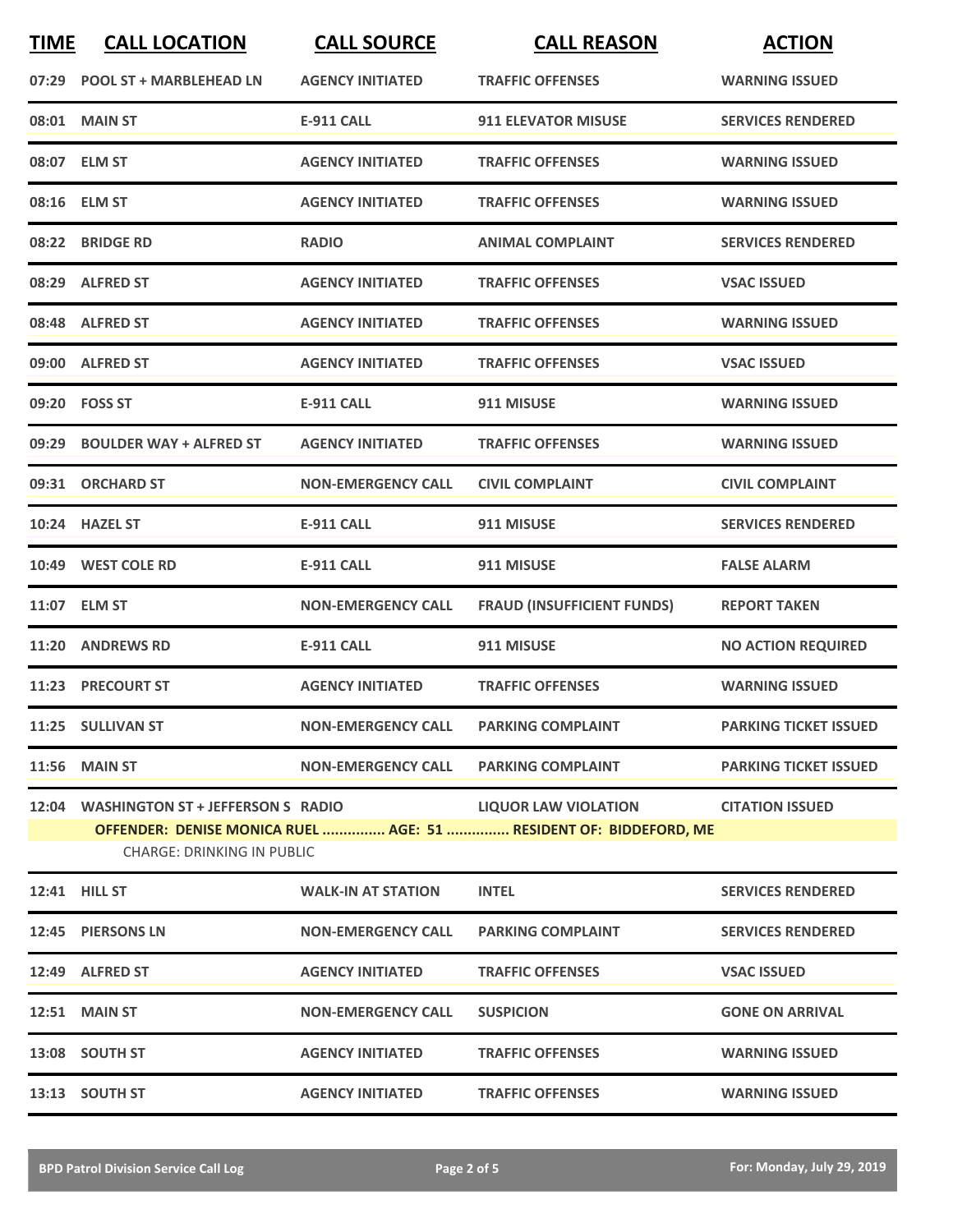| TIME | CALL LOCATION | CALL SOURCE | CALL REASON | ACTION |
|---|---|---|---|---|
| 07:29 | POOL ST + MARBLEHEAD LN | AGENCY INITIATED | TRAFFIC OFFENSES | WARNING ISSUED |
| 08:01 | MAIN ST | E-911 CALL | 911 ELEVATOR MISUSE | SERVICES RENDERED |
| 08:07 | ELM ST | AGENCY INITIATED | TRAFFIC OFFENSES | WARNING ISSUED |
| 08:16 | ELM ST | AGENCY INITIATED | TRAFFIC OFFENSES | WARNING ISSUED |
| 08:22 | BRIDGE RD | RADIO | ANIMAL COMPLAINT | SERVICES RENDERED |
| 08:29 | ALFRED ST | AGENCY INITIATED | TRAFFIC OFFENSES | VSAC ISSUED |
| 08:48 | ALFRED ST | AGENCY INITIATED | TRAFFIC OFFENSES | WARNING ISSUED |
| 09:00 | ALFRED ST | AGENCY INITIATED | TRAFFIC OFFENSES | VSAC ISSUED |
| 09:20 | FOSS ST | E-911 CALL | 911 MISUSE | WARNING ISSUED |
| 09:29 | BOULDER WAY + ALFRED ST | AGENCY INITIATED | TRAFFIC OFFENSES | WARNING ISSUED |
| 09:31 | ORCHARD ST | NON-EMERGENCY CALL | CIVIL COMPLAINT | CIVIL COMPLAINT |
| 10:24 | HAZEL ST | E-911 CALL | 911 MISUSE | SERVICES RENDERED |
| 10:49 | WEST COLE RD | E-911 CALL | 911 MISUSE | FALSE ALARM |
| 11:07 | ELM ST | NON-EMERGENCY CALL | FRAUD (INSUFFICIENT FUNDS) | REPORT TAKEN |
| 11:20 | ANDREWS RD | E-911 CALL | 911 MISUSE | NO ACTION REQUIRED |
| 11:23 | PRECOURT ST | AGENCY INITIATED | TRAFFIC OFFENSES | WARNING ISSUED |
| 11:25 | SULLIVAN ST | NON-EMERGENCY CALL | PARKING COMPLAINT | PARKING TICKET ISSUED |
| 11:56 | MAIN ST | NON-EMERGENCY CALL | PARKING COMPLAINT | PARKING TICKET ISSUED |
| 12:04 | WASHINGTON ST + JEFFERSON S | RADIO | LIQUOR LAW VIOLATION | CITATION ISSUED |
| | OFFENDER: DENISE MONICA RUEL ............... AGE: 51 ............... RESIDENT OF: BIDDEFORD, ME | | | |
| | CHARGE: DRINKING IN PUBLIC | | | |
| 12:41 | HILL ST | WALK-IN AT STATION | INTEL | SERVICES RENDERED |
| 12:45 | PIERSONS LN | NON-EMERGENCY CALL | PARKING COMPLAINT | SERVICES RENDERED |
| 12:49 | ALFRED ST | AGENCY INITIATED | TRAFFIC OFFENSES | VSAC ISSUED |
| 12:51 | MAIN ST | NON-EMERGENCY CALL | SUSPICION | GONE ON ARRIVAL |
| 13:08 | SOUTH ST | AGENCY INITIATED | TRAFFIC OFFENSES | WARNING ISSUED |
| 13:13 | SOUTH ST | AGENCY INITIATED | TRAFFIC OFFENSES | WARNING ISSUED |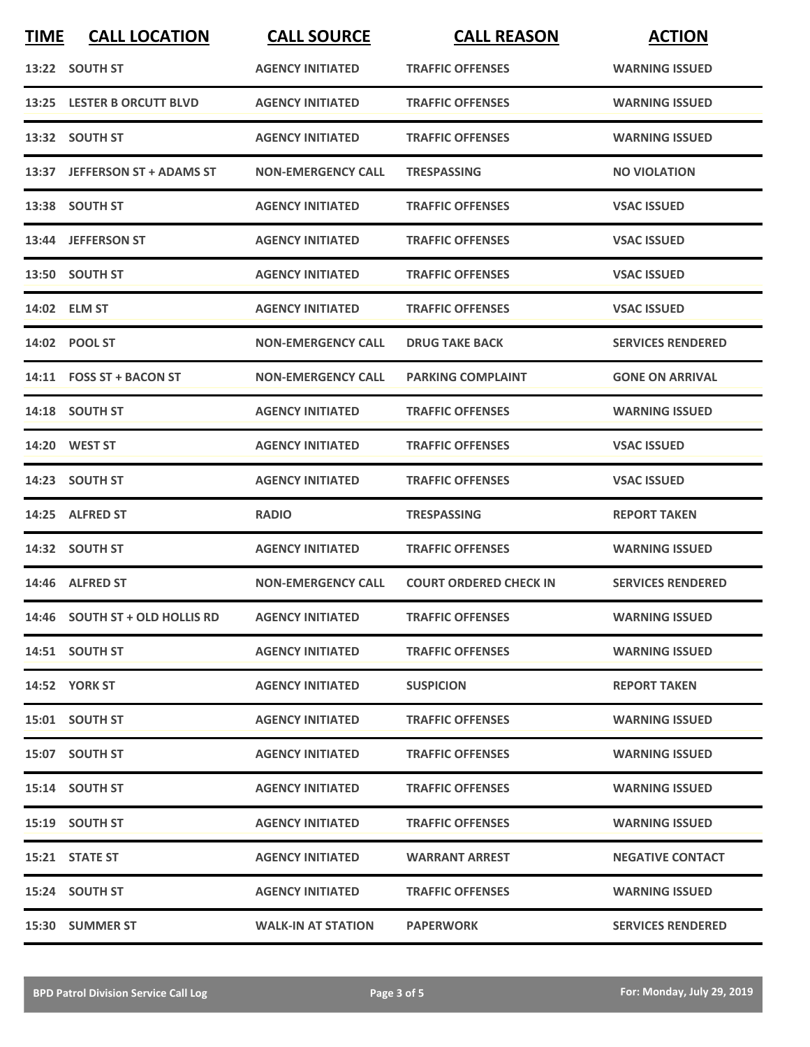| TIME | CALL LOCATION | CALL SOURCE | CALL REASON | ACTION |
|---|---|---|---|---|
| 13:22 | SOUTH ST | AGENCY INITIATED | TRAFFIC OFFENSES | WARNING ISSUED |
| 13:25 | LESTER B ORCUTT BLVD | AGENCY INITIATED | TRAFFIC OFFENSES | WARNING ISSUED |
| 13:32 | SOUTH ST | AGENCY INITIATED | TRAFFIC OFFENSES | WARNING ISSUED |
| 13:37 | JEFFERSON ST + ADAMS ST | NON-EMERGENCY CALL | TRESPASSING | NO VIOLATION |
| 13:38 | SOUTH ST | AGENCY INITIATED | TRAFFIC OFFENSES | VSAC ISSUED |
| 13:44 | JEFFERSON ST | AGENCY INITIATED | TRAFFIC OFFENSES | VSAC ISSUED |
| 13:50 | SOUTH ST | AGENCY INITIATED | TRAFFIC OFFENSES | VSAC ISSUED |
| 14:02 | ELM ST | AGENCY INITIATED | TRAFFIC OFFENSES | VSAC ISSUED |
| 14:02 | POOL ST | NON-EMERGENCY CALL | DRUG TAKE BACK | SERVICES RENDERED |
| 14:11 | FOSS ST + BACON ST | NON-EMERGENCY CALL | PARKING COMPLAINT | GONE ON ARRIVAL |
| 14:18 | SOUTH ST | AGENCY INITIATED | TRAFFIC OFFENSES | WARNING ISSUED |
| 14:20 | WEST ST | AGENCY INITIATED | TRAFFIC OFFENSES | VSAC ISSUED |
| 14:23 | SOUTH ST | AGENCY INITIATED | TRAFFIC OFFENSES | VSAC ISSUED |
| 14:25 | ALFRED ST | RADIO | TRESPASSING | REPORT TAKEN |
| 14:32 | SOUTH ST | AGENCY INITIATED | TRAFFIC OFFENSES | WARNING ISSUED |
| 14:46 | ALFRED ST | NON-EMERGENCY CALL | COURT ORDERED CHECK IN | SERVICES RENDERED |
| 14:46 | SOUTH ST + OLD HOLLIS RD | AGENCY INITIATED | TRAFFIC OFFENSES | WARNING ISSUED |
| 14:51 | SOUTH ST | AGENCY INITIATED | TRAFFIC OFFENSES | WARNING ISSUED |
| 14:52 | YORK ST | AGENCY INITIATED | SUSPICION | REPORT TAKEN |
| 15:01 | SOUTH ST | AGENCY INITIATED | TRAFFIC OFFENSES | WARNING ISSUED |
| 15:07 | SOUTH ST | AGENCY INITIATED | TRAFFIC OFFENSES | WARNING ISSUED |
| 15:14 | SOUTH ST | AGENCY INITIATED | TRAFFIC OFFENSES | WARNING ISSUED |
| 15:19 | SOUTH ST | AGENCY INITIATED | TRAFFIC OFFENSES | WARNING ISSUED |
| 15:21 | STATE ST | AGENCY INITIATED | WARRANT ARREST | NEGATIVE CONTACT |
| 15:24 | SOUTH ST | AGENCY INITIATED | TRAFFIC OFFENSES | WARNING ISSUED |
| 15:30 | SUMMER ST | WALK-IN AT STATION | PAPERWORK | SERVICES RENDERED |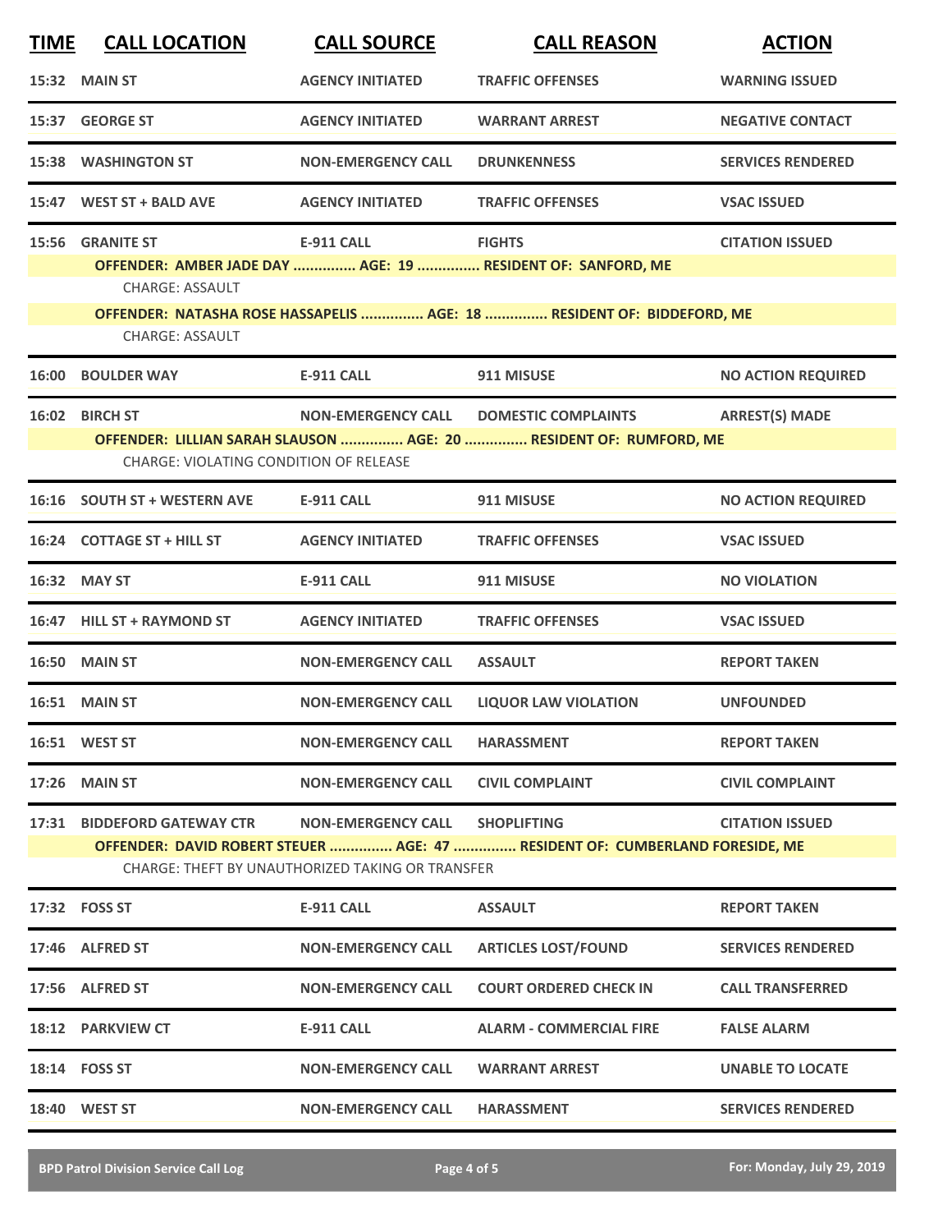| TIME | CALL LOCATION | CALL SOURCE | CALL REASON | ACTION |
|---|---|---|---|---|
| 15:32 | MAIN ST | AGENCY INITIATED | TRAFFIC OFFENSES | WARNING ISSUED |
| 15:37 | GEORGE ST | AGENCY INITIATED | WARRANT ARREST | NEGATIVE CONTACT |
| 15:38 | WASHINGTON ST | NON-EMERGENCY CALL | DRUNKENNESS | SERVICES RENDERED |
| 15:47 | WEST ST + BALD AVE | AGENCY INITIATED | TRAFFIC OFFENSES | VSAC ISSUED |
| 15:56 | GRANITE ST | E-911 CALL | FIGHTS | CITATION ISSUED |

**OFFENDER: AMBER JADE DAY ............... AGE: 19 ............... RESIDENT OF: SANFORD, ME**
CHARGE: ASSAULT

**OFFENDER: NATASHA ROSE HASSAPELIS ............... AGE: 18 ............... RESIDENT OF: BIDDEFORD, ME**
CHARGE: ASSAULT

| TIME | CALL LOCATION | CALL SOURCE | CALL REASON | ACTION |
|---|---|---|---|---|
| 16:00 | BOULDER WAY | E-911 CALL | 911 MISUSE | NO ACTION REQUIRED |
| 16:02 | BIRCH ST | NON-EMERGENCY CALL | DOMESTIC COMPLAINTS | ARREST(S) MADE |

**OFFENDER: LILLIAN SARAH SLAUSON ............... AGE: 20 ............... RESIDENT OF: RUMFORD, ME**
CHARGE: VIOLATING CONDITION OF RELEASE

| TIME | CALL LOCATION | CALL SOURCE | CALL REASON | ACTION |
|---|---|---|---|---|
| 16:16 | SOUTH ST + WESTERN AVE | E-911 CALL | 911 MISUSE | NO ACTION REQUIRED |
| 16:24 | COTTAGE ST + HILL ST | AGENCY INITIATED | TRAFFIC OFFENSES | VSAC ISSUED |
| 16:32 | MAY ST | E-911 CALL | 911 MISUSE | NO VIOLATION |
| 16:47 | HILL ST + RAYMOND ST | AGENCY INITIATED | TRAFFIC OFFENSES | VSAC ISSUED |
| 16:50 | MAIN ST | NON-EMERGENCY CALL | ASSAULT | REPORT TAKEN |
| 16:51 | MAIN ST | NON-EMERGENCY CALL | LIQUOR LAW VIOLATION | UNFOUNDED |
| 16:51 | WEST ST | NON-EMERGENCY CALL | HARASSMENT | REPORT TAKEN |
| 17:26 | MAIN ST | NON-EMERGENCY CALL | CIVIL COMPLAINT | CIVIL COMPLAINT |
| 17:31 | BIDDEFORD GATEWAY CTR | NON-EMERGENCY CALL | SHOPLIFTING | CITATION ISSUED |

**OFFENDER: DAVID ROBERT STEUER ............... AGE: 47 ............... RESIDENT OF: CUMBERLAND FORESIDE, ME**
CHARGE: THEFT BY UNAUTHORIZED TAKING OR TRANSFER

| TIME | CALL LOCATION | CALL SOURCE | CALL REASON | ACTION |
|---|---|---|---|---|
| 17:32 | FOSS ST | E-911 CALL | ASSAULT | REPORT TAKEN |
| 17:46 | ALFRED ST | NON-EMERGENCY CALL | ARTICLES LOST/FOUND | SERVICES RENDERED |
| 17:56 | ALFRED ST | NON-EMERGENCY CALL | COURT ORDERED CHECK IN | CALL TRANSFERRED |
| 18:12 | PARKVIEW CT | E-911 CALL | ALARM - COMMERCIAL FIRE | FALSE ALARM |
| 18:14 | FOSS ST | NON-EMERGENCY CALL | WARRANT ARREST | UNABLE TO LOCATE |
| 18:40 | WEST ST | NON-EMERGENCY CALL | HARASSMENT | SERVICES RENDERED |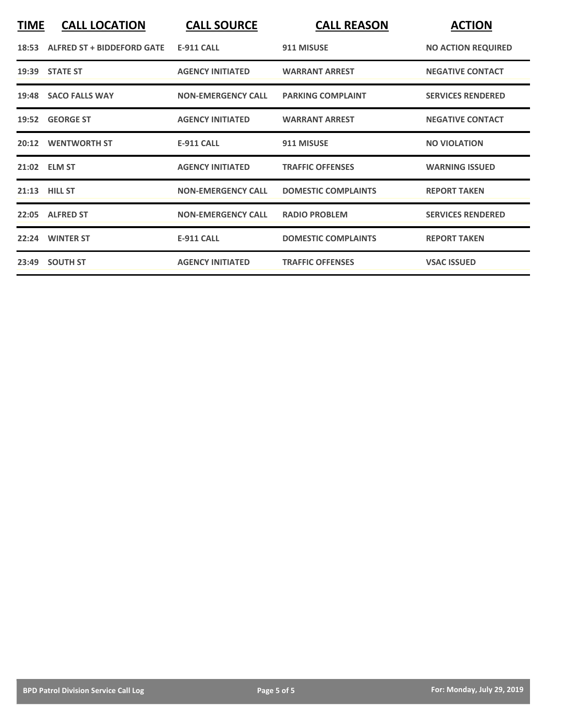| TIME | CALL LOCATION | CALL SOURCE | CALL REASON | ACTION |
|---|---|---|---|---|
| 18:53 | ALFRED ST + BIDDEFORD GATE | E-911 CALL | 911 MISUSE | NO ACTION REQUIRED |
| 19:39 | STATE ST | AGENCY INITIATED | WARRANT ARREST | NEGATIVE CONTACT |
| 19:48 | SACO FALLS WAY | NON-EMERGENCY CALL | PARKING COMPLAINT | SERVICES RENDERED |
| 19:52 | GEORGE ST | AGENCY INITIATED | WARRANT ARREST | NEGATIVE CONTACT |
| 20:12 | WENTWORTH ST | E-911 CALL | 911 MISUSE | NO VIOLATION |
| 21:02 | ELM ST | AGENCY INITIATED | TRAFFIC OFFENSES | WARNING ISSUED |
| 21:13 | HILL ST | NON-EMERGENCY CALL | DOMESTIC COMPLAINTS | REPORT TAKEN |
| 22:05 | ALFRED ST | NON-EMERGENCY CALL | RADIO PROBLEM | SERVICES RENDERED |
| 22:24 | WINTER ST | E-911 CALL | DOMESTIC COMPLAINTS | REPORT TAKEN |
| 23:49 | SOUTH ST | AGENCY INITIATED | TRAFFIC OFFENSES | VSAC ISSUED |